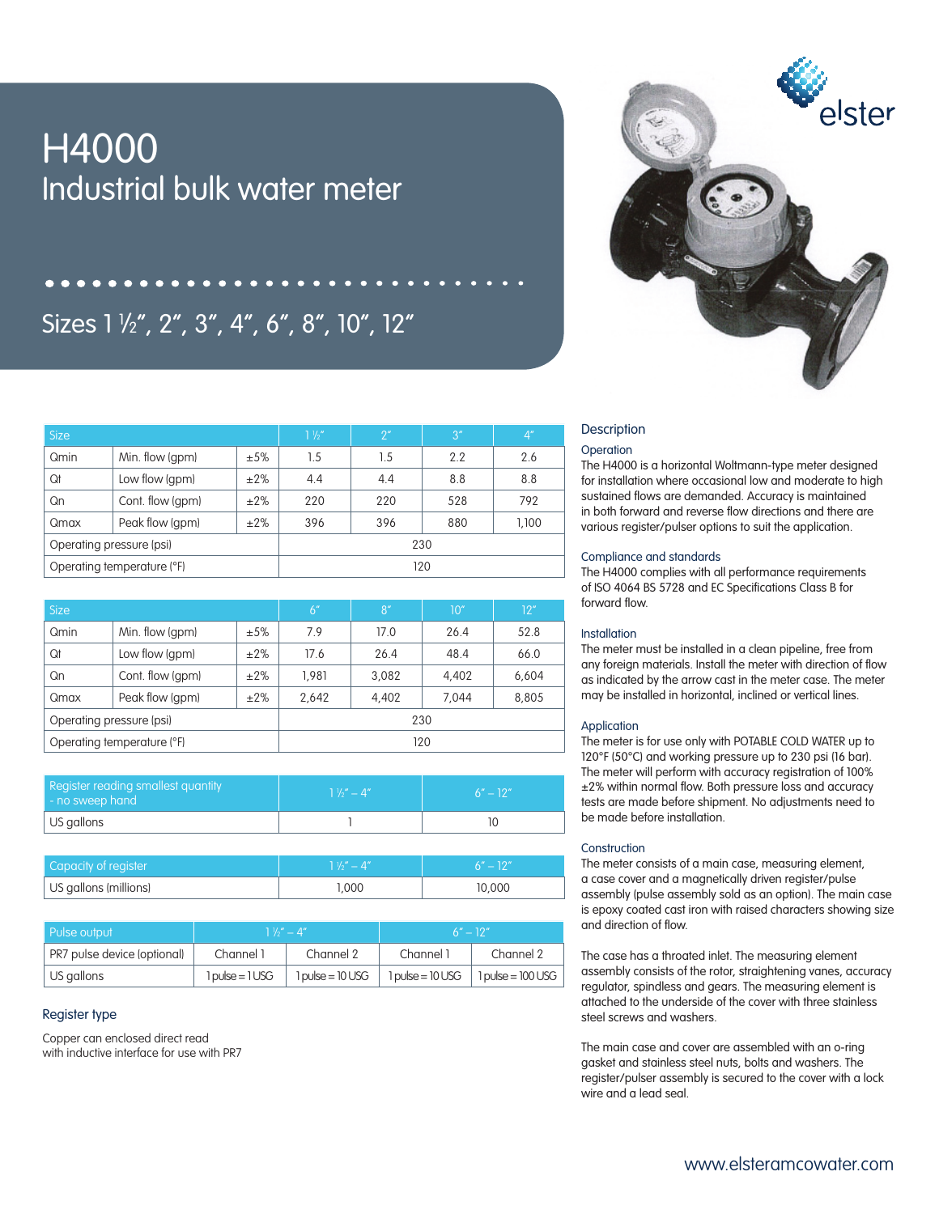# H4000

## Industrial bulk water meter

## Sizes 1 ½", 2", 3", 4", 6", 8", 10", 12"

| Size | | | 1 ½" | 2" | 3" | 4" |
|---|---|---|---|---|---|---|
| Qmin | Min. flow (gpm) | ±5% | 1.5 | 1.5 | 2.2 | 2.6 |
| Qt | Low flow (gpm) | ±2% | 4.4 | 4.4 | 8.8 | 8.8 |
| Qn | Cont. flow (gpm) | ±2% | 220 | 220 | 528 | 792 |
| Qmax | Peak flow (gpm) | ±2% | 396 | 396 | 880 | 1,100 |
| Operating pressure (psi) | | | 230 | | | |
| Operating temperature (°F) | | | 120 | | | |

| Size | | | 6" | 8" | 10" | 12" |
|---|---|---|---|---|---|---|
| Qmin | Min. flow (gpm) | ±5% | 7.9 | 17.0 | 26.4 | 52.8 |
| Qt | Low flow (gpm) | ±2% | 17.6 | 26.4 | 48.4 | 66.0 |
| Qn | Cont. flow (gpm) | ±2% | 1,981 | 3,082 | 4,402 | 6,604 |
| Qmax | Peak flow (gpm) | ±2% | 2,642 | 4,402 | 7,044 | 8,805 |
| Operating pressure (psi) | | | 230 | | | |
| Operating temperature (°F) | | | 120 | | | |

| Register reading smallest quantity - no sweep hand | 1 ½" – 4" | 6" – 12" |
|---|---|---|
| US gallons | 1 | 10 |

| Capacity of register | 1 ½" – 4" | 6" – 12" |
|---|---|---|
| US gallons (millions) | 1,000 | 10,000 |

| Pulse output | 1 ½" – 4" | | 6" – 12" | |
|---|---|---|---|---|
| PR7 pulse device (optional) | Channel 1 | Channel 2 | Channel 1 | Channel 2 |
| US gallons | 1 pulse = 1 USG | 1 pulse = 10 USG | 1 pulse = 10 USG | 1 pulse = 100 USG |

### Register type

Copper can enclosed direct read
with inductive interface for use with PR7

## Description

### Operation

The H4000 is a horizontal Woltmann-type meter designed for installation where occasional low and moderate to high sustained flows are demanded. Accuracy is maintained in both forward and reverse flow directions and there are various register/pulser options to suit the application.

### Compliance and standards

The H4000 complies with all performance requirements of ISO 4064 BS 5728 and EC Specifications Class B for forward flow.

### Installation

The meter must be installed in a clean pipeline, free from any foreign materials. Install the meter with direction of flow as indicated by the arrow cast in the meter case. The meter may be installed in horizontal, inclined or vertical lines.

### Application

The meter is for use only with POTABLE COLD WATER up to 120°F (50°C) and working pressure up to 230 psi (16 bar). The meter will perform with accuracy registration of 100% ±2% within normal flow. Both pressure loss and accuracy tests are made before shipment. No adjustments need to be made before installation.

### Construction

The meter consists of a main case, measuring element, a case cover and a magnetically driven register/pulse assembly (pulse assembly sold as an option). The main case is epoxy coated cast iron with raised characters showing size and direction of flow.

The case has a throated inlet. The measuring element assembly consists of the rotor, straightening vanes, accuracy regulator, spindless and gears. The measuring element is attached to the underside of the cover with three stainless steel screws and washers.

The main case and cover are assembled with an o-ring gasket and stainless steel nuts, bolts and washers. The register/pulser assembly is secured to the cover with a lock wire and a lead seal.

www.elsteramcowater.com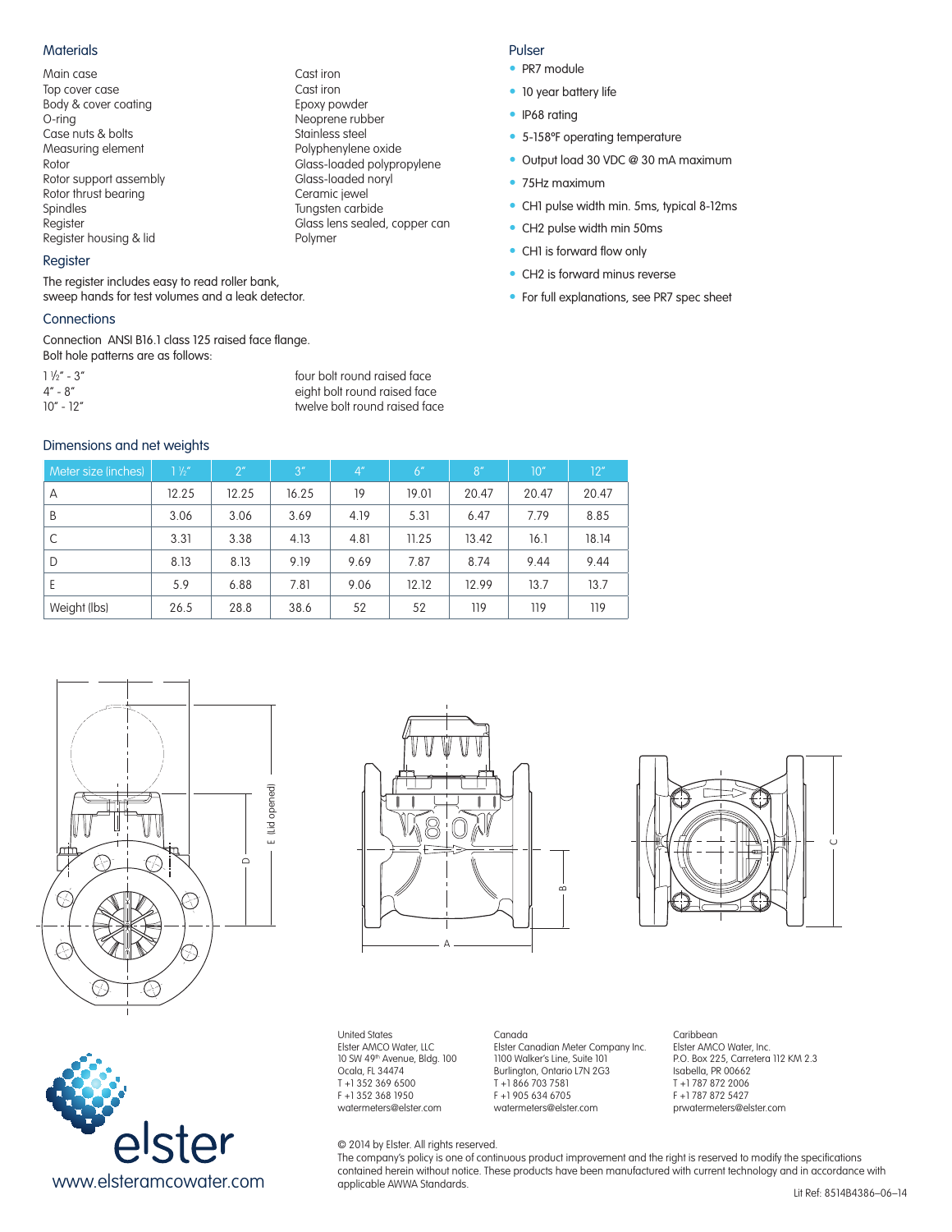## Materials

| | |
|---|---|
| Main case | Cast iron |
| Top cover case | Cast iron |
| Body & cover coating | Epoxy powder |
| O-ring | Neoprene rubber |
| Case nuts & bolts | Stainless steel |
| Measuring element | Polyphenylene oxide |
| Rotor | Glass-loaded polypropylene |
| Rotor support assembly | Glass-loaded noryl |
| Rotor thrust bearing | Ceramic jewel |
| Spindles | Tungsten carbide |
| Register | Glass lens sealed, copper can |
| Register housing & lid | Polymer |

## Register

The register includes easy to read roller bank, sweep hands for test volumes and a leak detector.

## Connections

Connection ANSI B16.1 class 125 raised face flange.
Bolt hole patterns are as follows:

| | |
|---|---|
| 1 ½" - 3" | four bolt round raised face |
| 4" - 8" | eight bolt round raised face |
| 10" - 12" | twelve bolt round raised face |

## Pulser

- PR7 module
- 10 year battery life
- IP68 rating
- 5-158°F operating temperature
- Output load 30 VDC @ 30 mA maximum
- 75Hz maximum
- CH1 pulse width min. 5ms, typical 8-12ms
- CH2 pulse width min 50ms
- CH1 is forward flow only
- CH2 is forward minus reverse
- For full explanations, see PR7 spec sheet

## Dimensions and net weights

| Meter size (inches) | 1 ½" | 2" | 3" | 4" | 6" | 8" | 10" | 12" |
|---|---|---|---|---|---|---|---|---|
| A | 12.25 | 12.25 | 16.25 | 19 | 19.01 | 20.47 | 20.47 | 20.47 |
| B | 3.06 | 3.06 | 3.69 | 4.19 | 5.31 | 6.47 | 7.79 | 8.85 |
| C | 3.31 | 3.38 | 4.13 | 4.81 | 11.25 | 13.42 | 16.1 | 18.14 |
| D | 8.13 | 8.13 | 9.19 | 9.69 | 7.87 | 8.74 | 9.44 | 9.44 |
| E | 5.9 | 6.88 | 7.81 | 9.06 | 12.12 | 12.99 | 13.7 | 13.7 |
| Weight (lbs) | 26.5 | 28.8 | 38.6 | 52 | 52 | 119 | 119 | 119 |

E (Lid opened)
D
A
B
C

elster
www.elsteramcowater.com

United States
Elster AMCO Water, LLC
10 SW 49th Avenue, Bldg. 100
Ocala, FL 34474
T +1 352 369 6500
F +1 352 368 1950
watermeters@elster.com

Canada
Elster Canadian Meter Company Inc.
1100 Walker's Line, Suite 101
Burlington, Ontario L7N 2G3
T +1 866 703 7581
F +1 905 634 6705
watermeters@elster.com

Caribbean
Elster AMCO Water, Inc.
P.O. Box 225, Carretera 112 KM 2.3
Isabella, PR 00662
T +1 787 872 2006
F +1 787 872 5427
prwatermeters@elster.com

© 2014 by Elster. All rights reserved.
The company's policy is one of continuous product improvement and the right is reserved to modify the specifications contained herein without notice. These products have been manufactured with current technology and in accordance with applicable AWWA Standards.

Lit Ref: 8514B4386–06–14